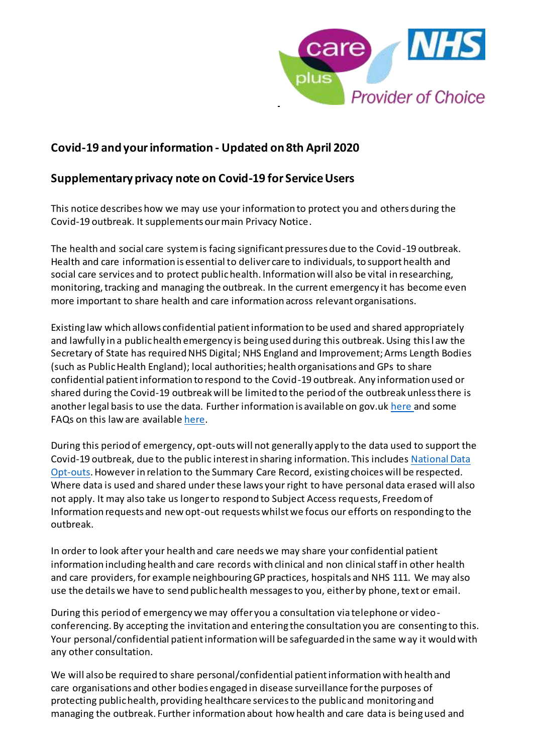## Covid-19 and your information - Updated on 8th April 2020

## Supplementary privacy note on Covid-19 for Service Users

This notice describes how we may use your information to protect you and others during the Covid-19 outbreak. It supplements our main Privacy Notice.

The health and social care system is facing significant pressures due to the Covid-19 outbreak. Health and care information is essential to deliver care to individuals, to support health and social care services and to protect public health. Information will also be vital in researching, monitoring, tracking and managing the outbreak. In the current emergency it has become even more important to share health and care information across relevant organisations.

Existing law which allows confidential patient information to be used and shared appropriately and lawfully in a public health emergency is being used during this outbreak. Using this law the Secretary of State has required NHS Digital; NHS England and Improvement; Arms Length Bodies (such as Public Health England); local authorities; health organisations and GPs to share confidential patient information to respond to the Covid-19 outbreak. Any information used or shared during the Covid-19 outbreak will be limited to the period of the outbreak unless there is another legal basis to use the data. Further information is available on gov.uk here and some FAQs on this law are available here.

During this period of emergency, opt-outs will not generally apply to the data used to support the Covid-19 outbreak, due to the public interest in sharing information. This includes National Data Opt-outs. However in relation to the Summary Care Record, existing choices will be respected. Where data is used and shared under these laws your right to have personal data erased will also not apply. It may also take us longer to respond to Subject Access requests, Freedom of Information requests and new opt-out requests whilst we focus our efforts on responding to the outbreak.

In order to look after your health and care needs we may share your confidential patient information including health and care records with clinical and non clinical staff in other health and care providers, for example neighbouring GP practices, hospitals and NHS 111. We may also use the details we have to send public health messages to you, either by phone, text or email.

During this period of emergency we may offer you a consultation via telephone or video-conferencing. By accepting the invitation and entering the consultation you are consenting to this. Your personal/confidential patient information will be safeguarded in the same way it would with any other consultation.

We will also be required to share personal/confidential patient information with health and care organisations and other bodies engaged in disease surveillance for the purposes of protecting public health, providing healthcare services to the public and monitoring and managing the outbreak. Further information about how health and care data is being used and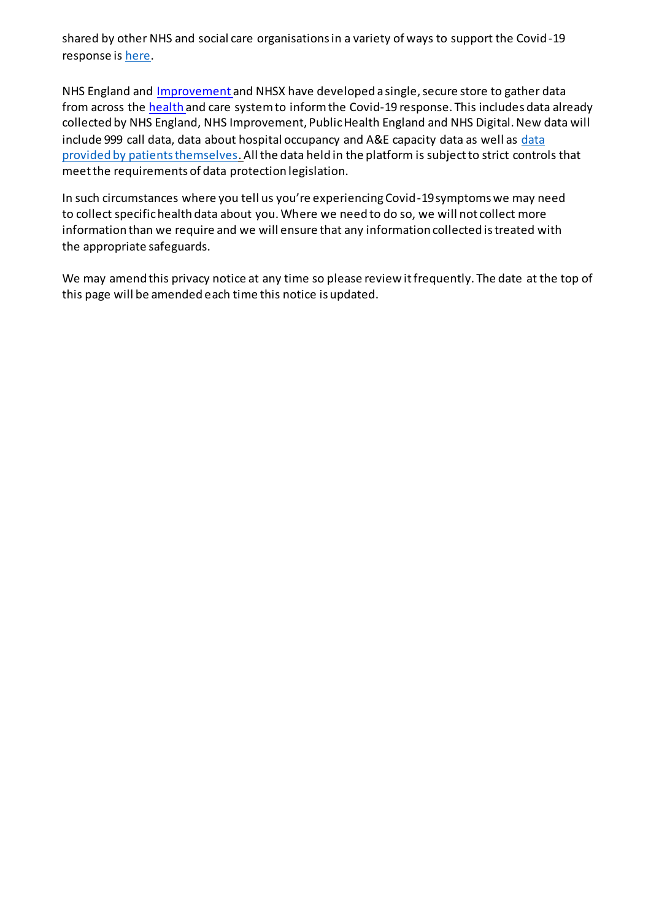shared by other NHS and social care organisations in a variety of ways to support the Covid-19 response is here.

NHS England and Improvement and NHSX have developed a single, secure store to gather data from across the health and care system to inform the Covid-19 response. This includes data already collected by NHS England, NHS Improvement, Public Health England and NHS Digital. New data will include 999 call data, data about hospital occupancy and A&E capacity data as well as data provided by patients themselves. All the data held in the platform is subject to strict controls that meet the requirements of data protection legislation.

In such circumstances where you tell us you're experiencing Covid-19 symptoms we may need to collect specific health data about you. Where we need to do so, we will not collect more information than we require and we will ensure that any information collected is treated with the appropriate safeguards.

We may amend this privacy notice at any time so please review it frequently. The date at the top of this page will be amended each time this notice is updated.